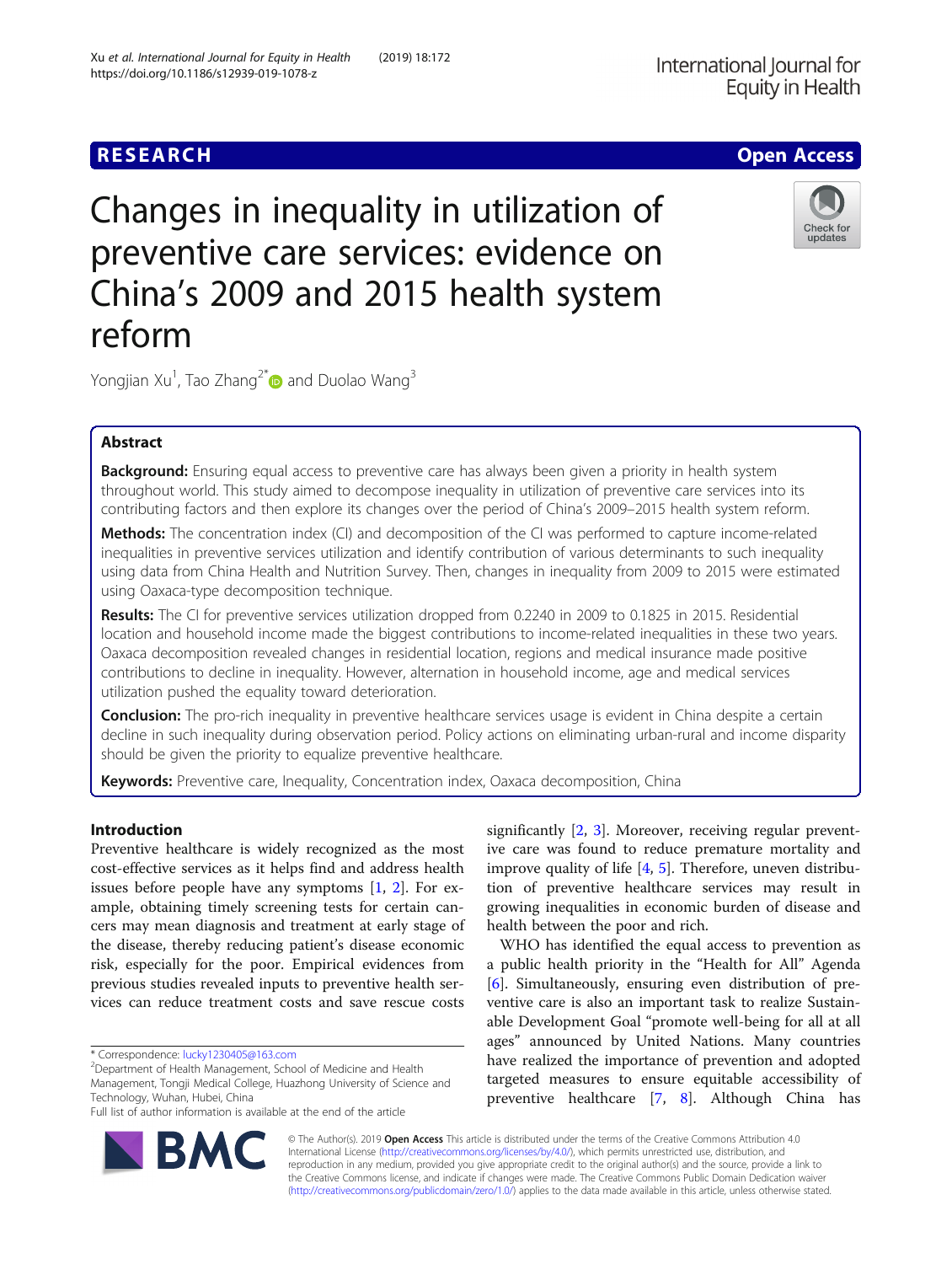RESEARCH

Open Access

# Changes in inequality in utilization of preventive care services: evidence on China's 2009 and 2015 health system reform

Yongjian Xu[1], Tao Zhang[2*] and Duolao Wang[3]

## Abstract

**Background:** Ensuring equal access to preventive care has always been given a priority in health system throughout world. This study aimed to decompose inequality in utilization of preventive care services into its contributing factors and then explore its changes over the period of China's 2009–2015 health system reform.

**Methods:** The concentration index (CI) and decomposition of the CI was performed to capture income-related inequalities in preventive services utilization and identify contribution of various determinants to such inequality using data from China Health and Nutrition Survey. Then, changes in inequality from 2009 to 2015 were estimated using Oaxaca-type decomposition technique.

**Results:** The CI for preventive services utilization dropped from 0.2240 in 2009 to 0.1825 in 2015. Residential location and household income made the biggest contributions to income-related inequalities in these two years. Oaxaca decomposition revealed changes in residential location, regions and medical insurance made positive contributions to decline in inequality. However, alternation in household income, age and medical services utilization pushed the equality toward deterioration.

**Conclusion:** The pro-rich inequality in preventive healthcare services usage is evident in China despite a certain decline in such inequality during observation period. Policy actions on eliminating urban-rural and income disparity should be given the priority to equalize preventive healthcare.

**Keywords:** Preventive care, Inequality, Concentration index, Oaxaca decomposition, China

## Introduction

Preventive healthcare is widely recognized as the most cost-effective services as it helps find and address health issues before people have any symptoms [1, 2]. For example, obtaining timely screening tests for certain cancers may mean diagnosis and treatment at early stage of the disease, thereby reducing patient's disease economic risk, especially for the poor. Empirical evidences from previous studies revealed inputs to preventive health services can reduce treatment costs and save rescue costs significantly [2, 3]. Moreover, receiving regular preventive care was found to reduce premature mortality and improve quality of life [4, 5]. Therefore, uneven distribution of preventive healthcare services may result in growing inequalities in economic burden of disease and health between the poor and rich.

WHO has identified the equal access to prevention as a public health priority in the "Health for All" Agenda [6]. Simultaneously, ensuring even distribution of preventive care is also an important task to realize Sustainable Development Goal "promote well-being for all at all ages" announced by United Nations. Many countries have realized the importance of prevention and adopted targeted measures to ensure equitable accessibility of preventive healthcare [7, 8]. Although China has

\* Correspondence: lucky1230405@163.com
[2]Department of Health Management, School of Medicine and Health Management, Tongji Medical College, Huazhong University of Science and Technology, Wuhan, Hubei, China
Full list of author information is available at the end of the article

© The Author(s). 2019 **Open Access** This article is distributed under the terms of the Creative Commons Attribution 4.0 International License (http://creativecommons.org/licenses/by/4.0/), which permits unrestricted use, distribution, and reproduction in any medium, provided you give appropriate credit to the original author(s) and the source, provide a link to the Creative Commons license, and indicate if changes were made. The Creative Commons Public Domain Dedication waiver (http://creativecommons.org/publicdomain/zero/1.0/) applies to the data made available in this article, unless otherwise stated.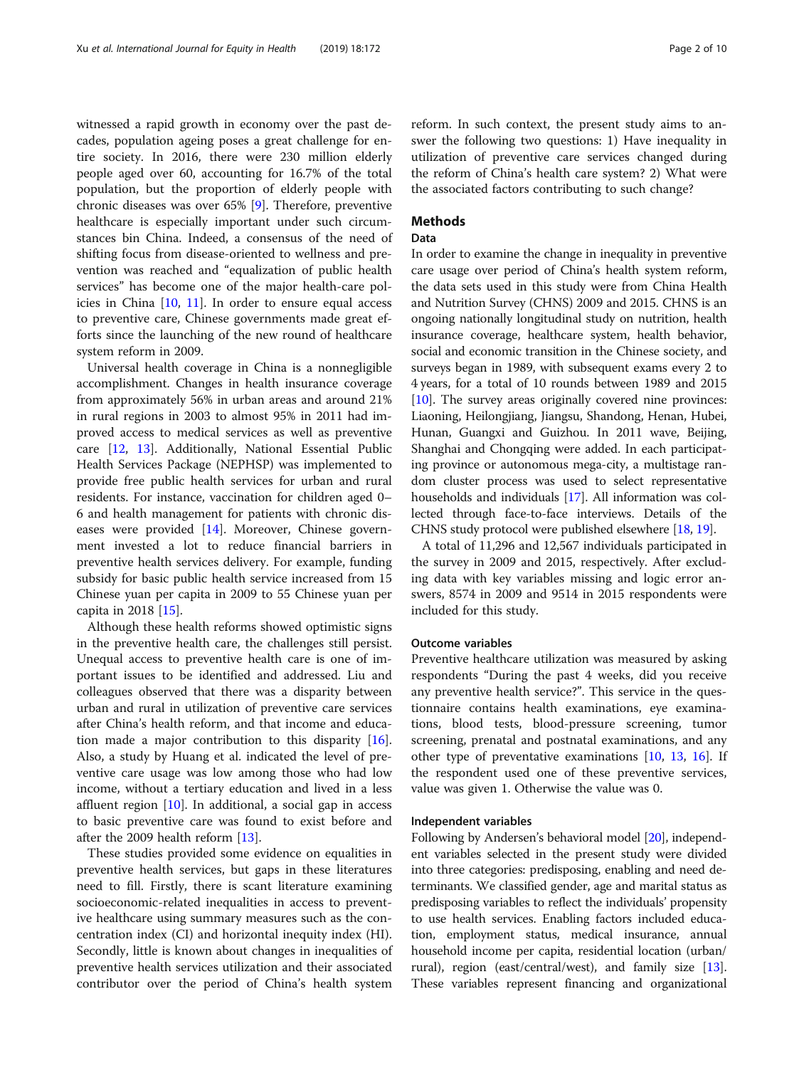witnessed a rapid growth in economy over the past decades, population ageing poses a great challenge for entire society. In 2016, there were 230 million elderly people aged over 60, accounting for 16.7% of the total population, but the proportion of elderly people with chronic diseases was over 65% [9]. Therefore, preventive healthcare is especially important under such circumstances bin China. Indeed, a consensus of the need of shifting focus from disease-oriented to wellness and prevention was reached and "equalization of public health services" has become one of the major health-care policies in China [10, 11]. In order to ensure equal access to preventive care, Chinese governments made great efforts since the launching of the new round of healthcare system reform in 2009.

Universal health coverage in China is a nonnegligible accomplishment. Changes in health insurance coverage from approximately 56% in urban areas and around 21% in rural regions in 2003 to almost 95% in 2011 had improved access to medical services as well as preventive care [12, 13]. Additionally, National Essential Public Health Services Package (NEPHSP) was implemented to provide free public health services for urban and rural residents. For instance, vaccination for children aged 0–6 and health management for patients with chronic diseases were provided [14]. Moreover, Chinese government invested a lot to reduce financial barriers in preventive health services delivery. For example, funding subsidy for basic public health service increased from 15 Chinese yuan per capita in 2009 to 55 Chinese yuan per capita in 2018 [15].

Although these health reforms showed optimistic signs in the preventive health care, the challenges still persist. Unequal access to preventive health care is one of important issues to be identified and addressed. Liu and colleagues observed that there was a disparity between urban and rural in utilization of preventive care services after China's health reform, and that income and education made a major contribution to this disparity [16]. Also, a study by Huang et al. indicated the level of preventive care usage was low among those who had low income, without a tertiary education and lived in a less affluent region [10]. In additional, a social gap in access to basic preventive care was found to exist before and after the 2009 health reform [13].

These studies provided some evidence on equalities in preventive health services, but gaps in these literatures need to fill. Firstly, there is scant literature examining socioeconomic-related inequalities in access to preventive healthcare using summary measures such as the concentration index (CI) and horizontal inequity index (HI). Secondly, little is known about changes in inequalities of preventive health services utilization and their associated contributor over the period of China's health system reform. In such context, the present study aims to answer the following two questions: 1) Have inequality in utilization of preventive care services changed during the reform of China's health care system? 2) What were the associated factors contributing to such change?

## Methods

### Data

In order to examine the change in inequality in preventive care usage over period of China's health system reform, the data sets used in this study were from China Health and Nutrition Survey (CHNS) 2009 and 2015. CHNS is an ongoing nationally longitudinal study on nutrition, health insurance coverage, healthcare system, health behavior, social and economic transition in the Chinese society, and surveys began in 1989, with subsequent exams every 2 to 4 years, for a total of 10 rounds between 1989 and 2015 [10]. The survey areas originally covered nine provinces: Liaoning, Heilongjiang, Jiangsu, Shandong, Henan, Hubei, Hunan, Guangxi and Guizhou. In 2011 wave, Beijing, Shanghai and Chongqing were added. In each participating province or autonomous mega-city, a multistage random cluster process was used to select representative households and individuals [17]. All information was collected through face-to-face interviews. Details of the CHNS study protocol were published elsewhere [18, 19].

A total of 11,296 and 12,567 individuals participated in the survey in 2009 and 2015, respectively. After excluding data with key variables missing and logic error answers, 8574 in 2009 and 9514 in 2015 respondents were included for this study.

### Outcome variables

Preventive healthcare utilization was measured by asking respondents "During the past 4 weeks, did you receive any preventive health service?". This service in the questionnaire contains health examinations, eye examinations, blood tests, blood-pressure screening, tumor screening, prenatal and postnatal examinations, and any other type of preventative examinations [10, 13, 16]. If the respondent used one of these preventive services, value was given 1. Otherwise the value was 0.

### Independent variables

Following by Andersen's behavioral model [20], independent variables selected in the present study were divided into three categories: predisposing, enabling and need determinants. We classified gender, age and marital status as predisposing variables to reflect the individuals' propensity to use health services. Enabling factors included education, employment status, medical insurance, annual household income per capita, residential location (urban/rural), region (east/central/west), and family size [13]. These variables represent financing and organizational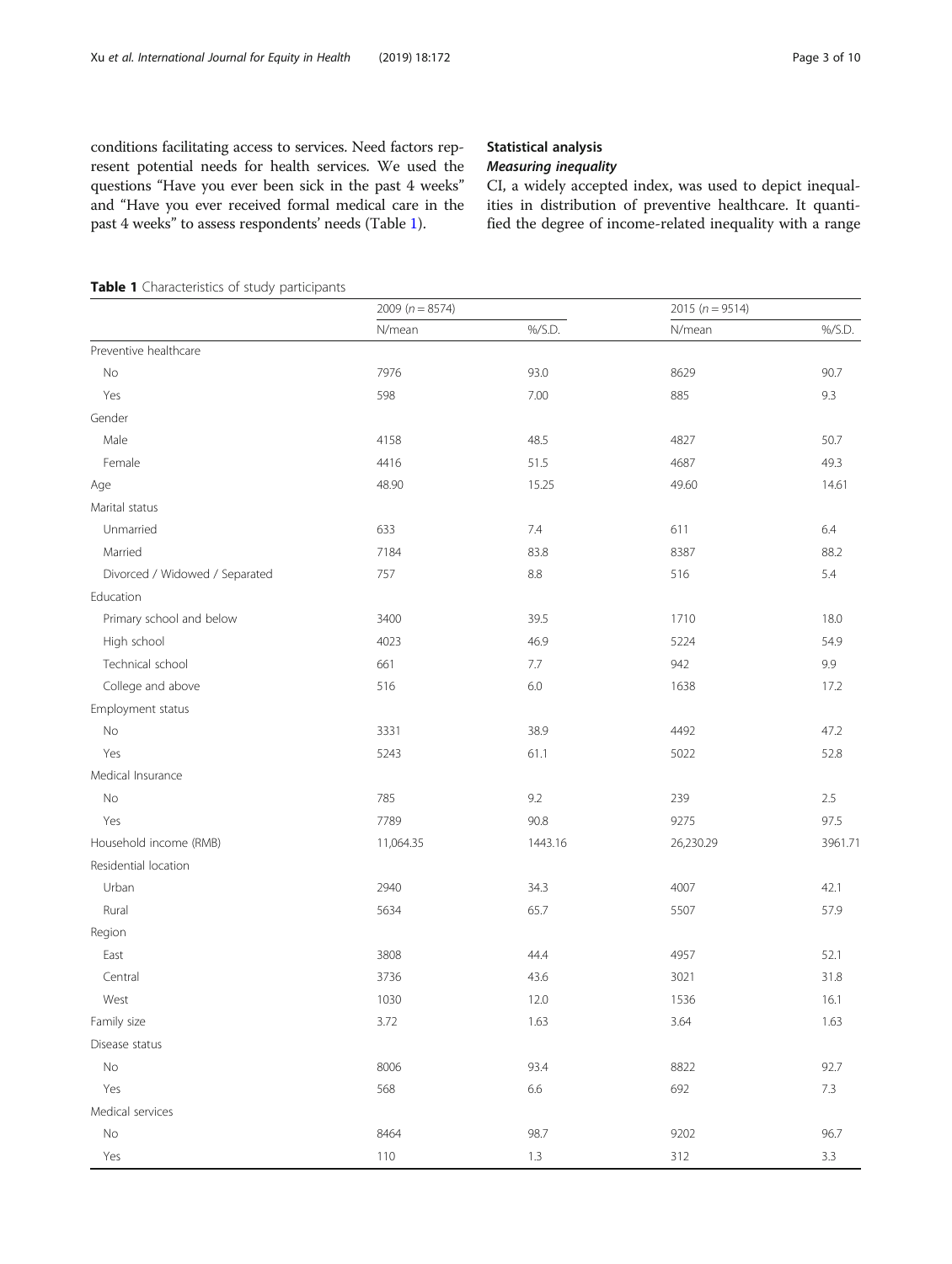conditions facilitating access to services. Need factors represent potential needs for health services. We used the questions "Have you ever been sick in the past 4 weeks" and "Have you ever received formal medical care in the past 4 weeks" to assess respondents' needs (Table 1).

## Statistical analysis

### *Measuring inequality*

CI, a widely accepted index, was used to depict inequalities in distribution of preventive healthcare. It quantified the degree of income-related inequality with a range

**Table 1** Characteristics of study participants

| | 2009 (n = 8574) | | 2015 (n = 9514) | |
|---|---|---|---|---|
| | N/mean | %/S.D. | N/mean | %/S.D. |
| Preventive healthcare | | | | |
| No | 7976 | 93.0 | 8629 | 90.7 |
| Yes | 598 | 7.00 | 885 | 9.3 |
| Gender | | | | |
| Male | 4158 | 48.5 | 4827 | 50.7 |
| Female | 4416 | 51.5 | 4687 | 49.3 |
| Age | 48.90 | 15.25 | 49.60 | 14.61 |
| Marital status | | | | |
| Unmarried | 633 | 7.4 | 611 | 6.4 |
| Married | 7184 | 83.8 | 8387 | 88.2 |
| Divorced / Widowed / Separated | 757 | 8.8 | 516 | 5.4 |
| Education | | | | |
| Primary school and below | 3400 | 39.5 | 1710 | 18.0 |
| High school | 4023 | 46.9 | 5224 | 54.9 |
| Technical school | 661 | 7.7 | 942 | 9.9 |
| College and above | 516 | 6.0 | 1638 | 17.2 |
| Employment status | | | | |
| No | 3331 | 38.9 | 4492 | 47.2 |
| Yes | 5243 | 61.1 | 5022 | 52.8 |
| Medical Insurance | | | | |
| No | 785 | 9.2 | 239 | 2.5 |
| Yes | 7789 | 90.8 | 9275 | 97.5 |
| Household income (RMB) | 11,064.35 | 1443.16 | 26,230.29 | 3961.71 |
| Residential location | | | | |
| Urban | 2940 | 34.3 | 4007 | 42.1 |
| Rural | 5634 | 65.7 | 5507 | 57.9 |
| Region | | | | |
| East | 3808 | 44.4 | 4957 | 52.1 |
| Central | 3736 | 43.6 | 3021 | 31.8 |
| West | 1030 | 12.0 | 1536 | 16.1 |
| Family size | 3.72 | 1.63 | 3.64 | 1.63 |
| Disease status | | | | |
| No | 8006 | 93.4 | 8822 | 92.7 |
| Yes | 568 | 6.6 | 692 | 7.3 |
| Medical services | | | | |
| No | 8464 | 98.7 | 9202 | 96.7 |
| Yes | 110 | 1.3 | 312 | 3.3 |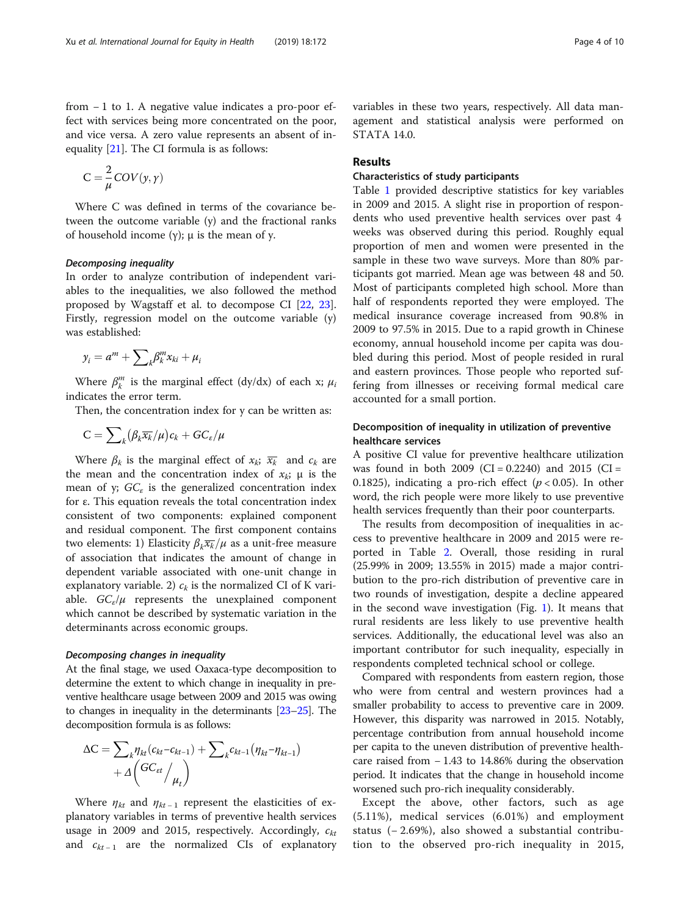from − 1 to 1. A negative value indicates a pro-poor effect with services being more concentrated on the poor, and vice versa. A zero value represents an absent of inequality [21]. The CI formula is as follows:

$$C = \frac{2}{\mu} COV(y, \gamma)$$

Where C was defined in terms of the covariance between the outcome variable (y) and the fractional ranks of household income (γ); μ is the mean of y.

### *Decomposing inequality*

In order to analyze contribution of independent variables to the inequalities, we also followed the method proposed by Wagstaff et al. to decompose CI [22, 23]. Firstly, regression model on the outcome variable (y) was established:

$$y_i = a^m + \sum_k \beta_k^m x_{ki} + \mu_i$$

Where $\beta_k^m$ is the marginal effect (dy/dx) of each x; $\mu_i$ indicates the error term.

Then, the concentration index for y can be written as:

$$C = \sum_k \left(\beta_k \overline{x_k}/\mu\right) c_k + GC_\varepsilon/\mu$$

Where $\beta_k$ is the marginal effect of $x_k$; $\overline{x_k}$ and $c_k$ are the mean and the concentration index of $x_k$; μ is the mean of y; $GC_\varepsilon$ is the generalized concentration index for ε. This equation reveals the total concentration index consistent of two components: explained component and residual component. The first component contains two elements: 1) Elasticity $\beta_k \overline{x_k}/\mu$ as a unit-free measure of association that indicates the amount of change in dependent variable associated with one-unit change in explanatory variable. 2) $c_k$ is the normalized CI of K variable. $GC_\varepsilon/\mu$ represents the unexplained component which cannot be described by systematic variation in the determinants across economic groups.

### *Decomposing changes in inequality*

At the final stage, we used Oaxaca-type decomposition to determine the extent to which change in inequality in preventive healthcare usage between 2009 and 2015 was owing to changes in inequality in the determinants [23–25]. The decomposition formula is as follows:

$$\Delta C = \sum_k \eta_{kt}\left(c_{kt} - c_{kt-1}\right) + \sum_k c_{kt-1}\left(\eta_{kt} - \eta_{kt-1}\right) + \Delta\left(GC_{\varepsilon t}\Big/\mu_t\right)$$

Where $\eta_{kt}$ and $\eta_{kt-1}$ represent the elasticities of explanatory variables in terms of preventive health services usage in 2009 and 2015, respectively. Accordingly, $c_{kt}$ and $c_{kt-1}$ are the normalized CIs of explanatory variables in these two years, respectively. All data management and statistical analysis were performed on STATA 14.0.

## Results

### Characteristics of study participants

Table 1 provided descriptive statistics for key variables in 2009 and 2015. A slight rise in proportion of respondents who used preventive health services over past 4 weeks was observed during this period. Roughly equal proportion of men and women were presented in the sample in these two wave surveys. More than 80% participants got married. Mean age was between 48 and 50. Most of participants completed high school. More than half of respondents reported they were employed. The medical insurance coverage increased from 90.8% in 2009 to 97.5% in 2015. Due to a rapid growth in Chinese economy, annual household income per capita was doubled during this period. Most of people resided in rural and eastern provinces. Those people who reported suffering from illnesses or receiving formal medical care accounted for a small portion.

### Decomposition of inequality in utilization of preventive healthcare services

A positive CI value for preventive healthcare utilization was found in both 2009 (CI = 0.2240) and 2015 (CI = 0.1825), indicating a pro-rich effect ($p < 0.05$). In other word, the rich people were more likely to use preventive health services frequently than their poor counterparts.

The results from decomposition of inequalities in access to preventive healthcare in 2009 and 2015 were reported in Table 2. Overall, those residing in rural (25.99% in 2009; 13.55% in 2015) made a major contribution to the pro-rich distribution of preventive care in two rounds of investigation, despite a decline appeared in the second wave investigation (Fig. 1). It means that rural residents are less likely to use preventive health services. Additionally, the educational level was also an important contributor for such inequality, especially in respondents completed technical school or college.

Compared with respondents from eastern region, those who were from central and western provinces had a smaller probability to access to preventive care in 2009. However, this disparity was narrowed in 2015. Notably, percentage contribution from annual household income per capita to the uneven distribution of preventive healthcare raised from − 1.43 to 14.86% during the observation period. It indicates that the change in household income worsened such pro-rich inequality considerably.

Except the above, other factors, such as age (5.11%), medical services (6.01%) and employment status (− 2.69%), also showed a substantial contribution to the observed pro-rich inequality in 2015,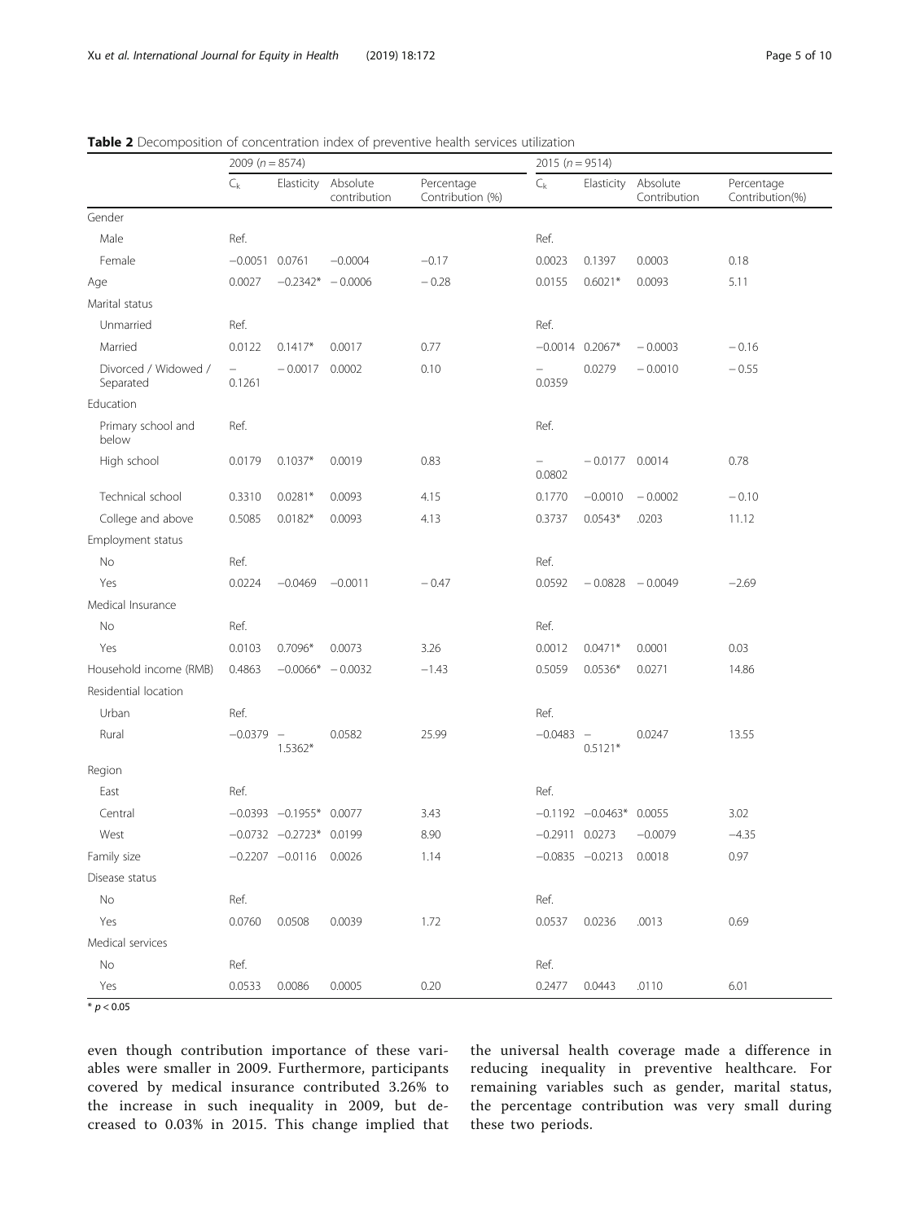**Table 2** Decomposition of concentration index of preventive health services utilization

| | 2009 ($n = 8574$) | | | | 2015 ($n = 9514$) | | | |
|---|---|---|---|---|---|---|---|---|
| | $C_k$ | Elasticity | Absolute contribution | Percentage Contribution (%) | $C_k$ | Elasticity | Absolute Contribution | Percentage Contribution(%) |
| Gender | | | | | | | | |
| Male | Ref. | | | | Ref. | | | |
| Female | −0.0051 | 0.0761 | −0.0004 | −0.17 | 0.0023 | 0.1397 | 0.0003 | 0.18 |
| Age | 0.0027 | −0.2342* | − 0.0006 | − 0.28 | 0.0155 | 0.6021* | 0.0093 | 5.11 |
| Marital status | | | | | | | | |
| Unmarried | Ref. | | | | Ref. | | | |
| Married | 0.0122 | 0.1417* | 0.0017 | 0.77 | −0.0014 | 0.2067* | − 0.0003 | − 0.16 |
| Divorced / Widowed / Separated | −0.1261 | − 0.0017 | 0.0002 | 0.10 | −0.0359 | 0.0279 | − 0.0010 | − 0.55 |
| Education | | | | | | | | |
| Primary school and below | Ref. | | | | Ref. | | | |
| High school | 0.0179 | 0.1037* | 0.0019 | 0.83 | −0.0802 | − 0.0177 | 0.0014 | 0.78 |
| Technical school | 0.3310 | 0.0281* | 0.0093 | 4.15 | 0.1770 | −0.0010 | − 0.0002 | − 0.10 |
| College and above | 0.5085 | 0.0182* | 0.0093 | 4.13 | 0.3737 | 0.0543* | .0203 | 11.12 |
| Employment status | | | | | | | | |
| No | Ref. | | | | Ref. | | | |
| Yes | 0.0224 | −0.0469 | −0.0011 | − 0.47 | 0.0592 | − 0.0828 | − 0.0049 | −2.69 |
| Medical Insurance | | | | | | | | |
| No | Ref. | | | | Ref. | | | |
| Yes | 0.0103 | 0.7096* | 0.0073 | 3.26 | 0.0012 | 0.0471* | 0.0001 | 0.03 |
| Household income (RMB) | 0.4863 | −0.0066* | − 0.0032 | −1.43 | 0.5059 | 0.0536* | 0.0271 | 14.86 |
| Residential location | | | | | | | | |
| Urban | Ref. | | | | Ref. | | | |
| Rural | −0.0379 | −1.5362* | 0.0582 | 25.99 | −0.0483 | −0.5121* | 0.0247 | 13.55 |
| Region | | | | | | | | |
| East | Ref. | | | | Ref. | | | |
| Central | −0.0393 | −0.1955* | 0.0077 | 3.43 | −0.1192 | −0.0463* | 0.0055 | 3.02 |
| West | −0.0732 | −0.2723* | 0.0199 | 8.90 | −0.2911 | 0.0273 | −0.0079 | −4.35 |
| Family size | −0.2207 | −0.0116 | 0.0026 | 1.14 | −0.0835 | −0.0213 | 0.0018 | 0.97 |
| Disease status | | | | | | | | |
| No | Ref. | | | | Ref. | | | |
| Yes | 0.0760 | 0.0508 | 0.0039 | 1.72 | 0.0537 | 0.0236 | .0013 | 0.69 |
| Medical services | | | | | | | | |
| No | Ref. | | | | Ref. | | | |
| Yes | 0.0533 | 0.0086 | 0.0005 | 0.20 | 0.2477 | 0.0443 | .0110 | 6.01 |

* $p < 0.05$

even though contribution importance of these variables were smaller in 2009. Furthermore, participants covered by medical insurance contributed 3.26% to the increase in such inequality in 2009, but decreased to 0.03% in 2015. This change implied that the universal health coverage made a difference in reducing inequality in preventive healthcare. For remaining variables such as gender, marital status, the percentage contribution was very small during these two periods.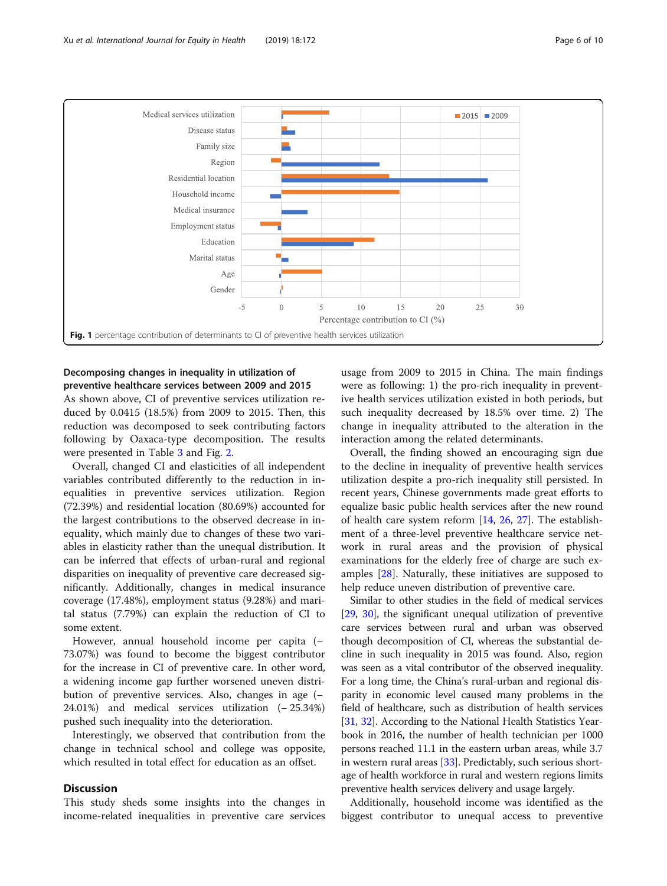Fig. 1 percentage contribution of determinants to CI of preventive health services utilization

### Decomposing changes in inequality in utilization of preventive healthcare services between 2009 and 2015

As shown above, CI of preventive services utilization reduced by 0.0415 (18.5%) from 2009 to 2015. Then, this reduction was decomposed to seek contributing factors following by Oaxaca-type decomposition. The results were presented in Table 3 and Fig. 2.

Overall, changed CI and elasticities of all independent variables contributed differently to the reduction in inequalities in preventive services utilization. Region (72.39%) and residential location (80.69%) accounted for the largest contributions to the observed decrease in inequality, which mainly due to changes of these two variables in elasticity rather than the unequal distribution. It can be inferred that effects of urban-rural and regional disparities on inequality of preventive care decreased significantly. Additionally, changes in medical insurance coverage (17.48%), employment status (9.28%) and marital status (7.79%) can explain the reduction of CI to some extent.

However, annual household income per capita (−73.07%) was found to become the biggest contributor for the increase in CI of preventive care. In other word, a widening income gap further worsened uneven distribution of preventive services. Also, changes in age (−24.01%) and medical services utilization (− 25.34%) pushed such inequality into the deterioration.

Interestingly, we observed that contribution from the change in technical school and college was opposite, which resulted in total effect for education as an offset.

## Discussion

This study sheds some insights into the changes in income-related inequalities in preventive care services usage from 2009 to 2015 in China. The main findings were as following: 1) the pro-rich inequality in preventive health services utilization existed in both periods, but such inequality decreased by 18.5% over time. 2) The change in inequality attributed to the alteration in the interaction among the related determinants.

Overall, the finding showed an encouraging sign due to the decline in inequality of preventive health services utilization despite a pro-rich inequality still persisted. In recent years, Chinese governments made great efforts to equalize basic public health services after the new round of health care system reform [14, 26, 27]. The establishment of a three-level preventive healthcare service network in rural areas and the provision of physical examinations for the elderly free of charge are such examples [28]. Naturally, these initiatives are supposed to help reduce uneven distribution of preventive care.

Similar to other studies in the field of medical services [29, 30], the significant unequal utilization of preventive care services between rural and urban was observed though decomposition of CI, whereas the substantial decline in such inequality in 2015 was found. Also, region was seen as a vital contributor of the observed inequality. For a long time, the China's rural-urban and regional disparity in economic level caused many problems in the field of healthcare, such as distribution of health services [31, 32]. According to the National Health Statistics Yearbook in 2016, the number of health technician per 1000 persons reached 11.1 in the eastern urban areas, while 3.7 in western rural areas [33]. Predictably, such serious shortage of health workforce in rural and western regions limits preventive health services delivery and usage largely.

Additionally, household income was identified as the biggest contributor to unequal access to preventive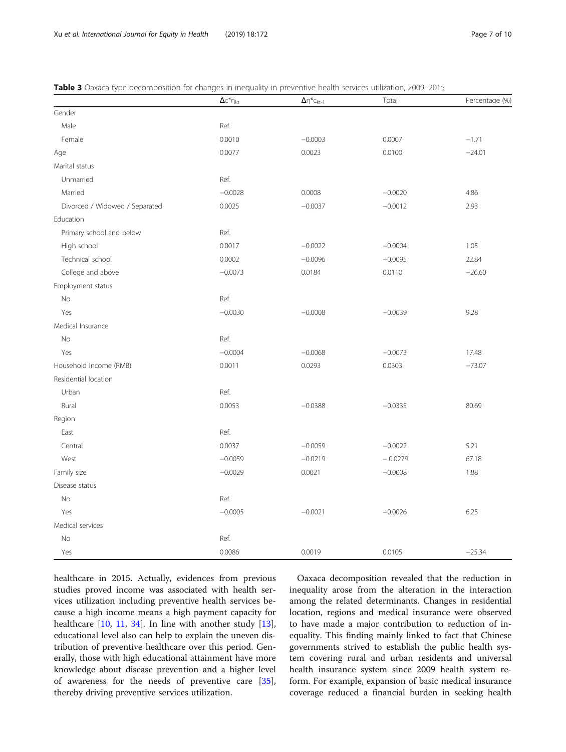**Table 3** Oaxaca-type decomposition for changes in inequality in preventive health services utilization, 2009–2015

| | $\Delta c^{*}\eta_{kt}$ | $\Delta\eta^{*}c_{kt-1}$ | Total | Percentage (%) |
|---|---|---|---|---|
| Gender | | | | |
| Male | Ref. | | | |
| Female | 0.0010 | −0.0003 | 0.0007 | −1.71 |
| Age | 0.0077 | 0.0023 | 0.0100 | −24.01 |
| Marital status | | | | |
| Unmarried | Ref. | | | |
| Married | −0.0028 | 0.0008 | −0.0020 | 4.86 |
| Divorced / Widowed / Separated | 0.0025 | −0.0037 | −0.0012 | 2.93 |
| Education | | | | |
| Primary school and below | Ref. | | | |
| High school | 0.0017 | −0.0022 | −0.0004 | 1.05 |
| Technical school | 0.0002 | −0.0096 | −0.0095 | 22.84 |
| College and above | −0.0073 | 0.0184 | 0.0110 | −26.60 |
| Employment status | | | | |
| No | Ref. | | | |
| Yes | −0.0030 | −0.0008 | −0.0039 | 9.28 |
| Medical Insurance | | | | |
| No | Ref. | | | |
| Yes | −0.0004 | −0.0068 | −0.0073 | 17.48 |
| Household income (RMB) | 0.0011 | 0.0293 | 0.0303 | −73.07 |
| Residential location | | | | |
| Urban | Ref. | | | |
| Rural | 0.0053 | −0.0388 | −0.0335 | 80.69 |
| Region | | | | |
| East | Ref. | | | |
| Central | 0.0037 | −0.0059 | −0.0022 | 5.21 |
| West | −0.0059 | −0.0219 | −0.0279 | 67.18 |
| Family size | −0.0029 | 0.0021 | −0.0008 | 1.88 |
| Disease status | | | | |
| No | Ref. | | | |
| Yes | −0.0005 | −0.0021 | −0.0026 | 6.25 |
| Medical services | | | | |
| No | Ref. | | | |
| Yes | 0.0086 | 0.0019 | 0.0105 | −25.34 |

healthcare in 2015. Actually, evidences from previous studies proved income was associated with health services utilization including preventive health services because a high income means a high payment capacity for healthcare [10, 11, 34]. In line with another study [13], educational level also can help to explain the uneven distribution of preventive healthcare over this period. Generally, those with high educational attainment have more knowledge about disease prevention and a higher level of awareness for the needs of preventive care [35], thereby driving preventive services utilization.

Oaxaca decomposition revealed that the reduction in inequality arose from the alteration in the interaction among the related determinants. Changes in residential location, regions and medical insurance were observed to have made a major contribution to reduction of inequality. This finding mainly linked to fact that Chinese governments strived to establish the public health system covering rural and urban residents and universal health insurance system since 2009 health system reform. For example, expansion of basic medical insurance coverage reduced a financial burden in seeking health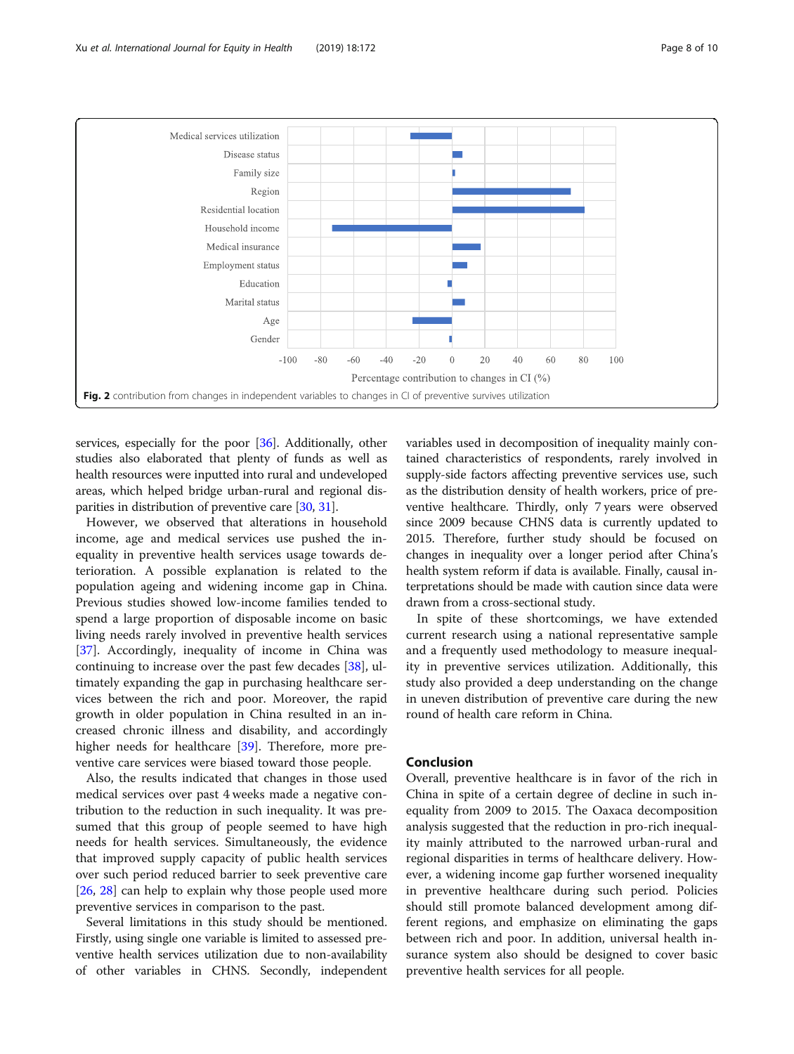Fig. 2 contribution from changes in independent variables to changes in CI of preventive survives utilization

services, especially for the poor [36]. Additionally, other studies also elaborated that plenty of funds as well as health resources were inputted into rural and undeveloped areas, which helped bridge urban-rural and regional disparities in distribution of preventive care [30, 31].

However, we observed that alterations in household income, age and medical services use pushed the inequality in preventive health services usage towards deterioration. A possible explanation is related to the population ageing and widening income gap in China. Previous studies showed low-income families tended to spend a large proportion of disposable income on basic living needs rarely involved in preventive health services [37]. Accordingly, inequality of income in China was continuing to increase over the past few decades [38], ultimately expanding the gap in purchasing healthcare services between the rich and poor. Moreover, the rapid growth in older population in China resulted in an increased chronic illness and disability, and accordingly higher needs for healthcare [39]. Therefore, more preventive care services were biased toward those people.

Also, the results indicated that changes in those used medical services over past 4 weeks made a negative contribution to the reduction in such inequality. It was presumed that this group of people seemed to have high needs for health services. Simultaneously, the evidence that improved supply capacity of public health services over such period reduced barrier to seek preventive care [26, 28] can help to explain why those people used more preventive services in comparison to the past.

Several limitations in this study should be mentioned. Firstly, using single one variable is limited to assessed preventive health services utilization due to non-availability of other variables in CHNS. Secondly, independent variables used in decomposition of inequality mainly contained characteristics of respondents, rarely involved in supply-side factors affecting preventive services use, such as the distribution density of health workers, price of preventive healthcare. Thirdly, only 7 years were observed since 2009 because CHNS data is currently updated to 2015. Therefore, further study should be focused on changes in inequality over a longer period after China's health system reform if data is available. Finally, causal interpretations should be made with caution since data were drawn from a cross-sectional study.

In spite of these shortcomings, we have extended current research using a national representative sample and a frequently used methodology to measure inequality in preventive services utilization. Additionally, this study also provided a deep understanding on the change in uneven distribution of preventive care during the new round of health care reform in China.

## Conclusion

Overall, preventive healthcare is in favor of the rich in China in spite of a certain degree of decline in such inequality from 2009 to 2015. The Oaxaca decomposition analysis suggested that the reduction in pro-rich inequality mainly attributed to the narrowed urban-rural and regional disparities in terms of healthcare delivery. However, a widening income gap further worsened inequality in preventive healthcare during such period. Policies should still promote balanced development among different regions, and emphasize on eliminating the gaps between rich and poor. In addition, universal health insurance system also should be designed to cover basic preventive health services for all people.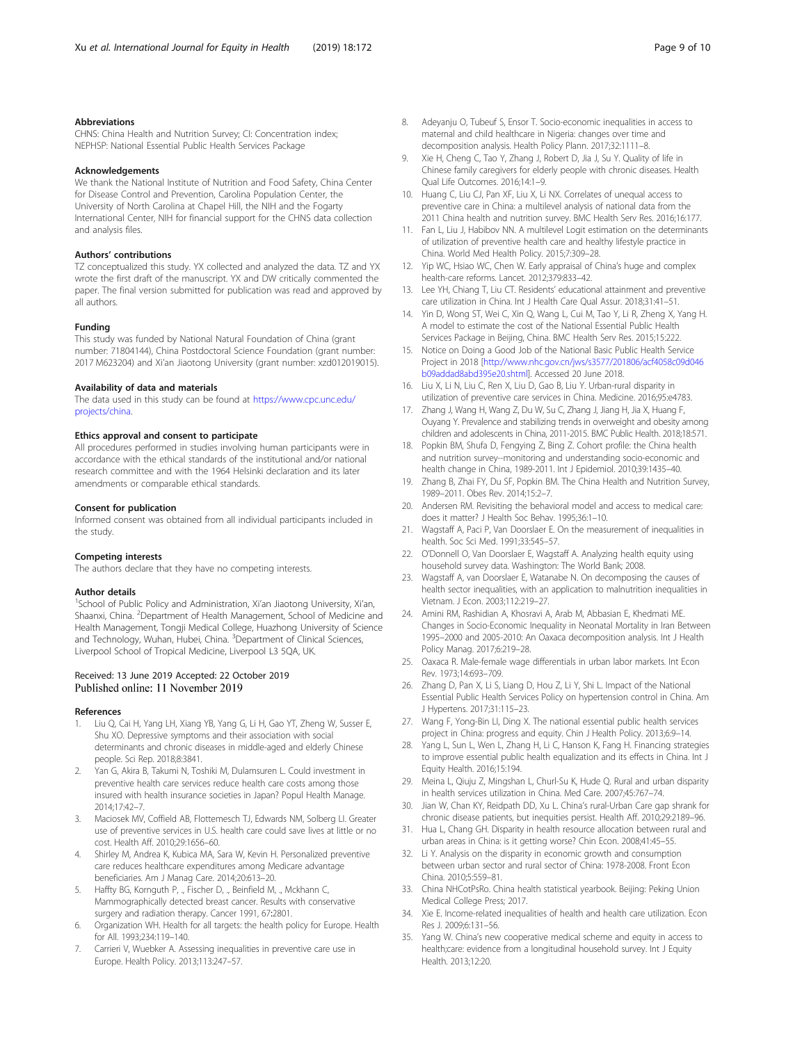### Abbreviations

CHNS: China Health and Nutrition Survey; CI: Concentration index; NEPHSP: National Essential Public Health Services Package

### Acknowledgements

We thank the National Institute of Nutrition and Food Safety, China Center for Disease Control and Prevention, Carolina Population Center, the University of North Carolina at Chapel Hill, the NIH and the Fogarty International Center, NIH for financial support for the CHNS data collection and analysis files.

### Authors' contributions

TZ conceptualized this study. YX collected and analyzed the data. TZ and YX wrote the first draft of the manuscript. YX and DW critically commented the paper. The final version submitted for publication was read and approved by all authors.

### Funding

This study was funded by National Natural Foundation of China (grant number: 71804144), China Postdoctoral Science Foundation (grant number: 2017 M623204) and Xi'an Jiaotong University (grant number: xzd012019015).

### Availability of data and materials

The data used in this study can be found at https://www.cpc.unc.edu/projects/china.

### Ethics approval and consent to participate

All procedures performed in studies involving human participants were in accordance with the ethical standards of the institutional and/or national research committee and with the 1964 Helsinki declaration and its later amendments or comparable ethical standards.

### Consent for publication

Informed consent was obtained from all individual participants included in the study.

### Competing interests

The authors declare that they have no competing interests.

### Author details

[1]School of Public Policy and Administration, Xi'an Jiaotong University, Xi'an, Shaanxi, China. [2]Department of Health Management, School of Medicine and Health Management, Tongji Medical College, Huazhong University of Science and Technology, Wuhan, Hubei, China. [3]Department of Clinical Sciences, Liverpool School of Tropical Medicine, Liverpool L3 5QA, UK.

Received: 13 June 2019 Accepted: 22 October 2019
Published online: 11 November 2019

### References

1. Liu Q, Cai H, Yang LH, Xiang YB, Yang G, Li H, Gao YT, Zheng W, Susser E, Shu XO. Depressive symptoms and their association with social determinants and chronic diseases in middle-aged and elderly Chinese people. Sci Rep. 2018;8:3841.
2. Yan G, Akira B, Takumi N, Toshiki M, Dulamsuren L. Could investment in preventive health care services reduce health care costs among those insured with health insurance societies in Japan? Popul Health Manage. 2014;17:42–7.
3. Maciosek MV, Coffield AB, Flottemesch TJ, Edwards NM, Solberg LI. Greater use of preventive services in U.S. health care could save lives at little or no cost. Health Aff. 2010;29:1656–60.
4. Shirley M, Andrea K, Kubica MA, Sara W, Kevin H. Personalized preventive care reduces healthcare expenditures among Medicare advantage beneficiaries. Am J Manag Care. 2014;20:613–20.
5. Haffty BG, Kornguth P, ., Fischer D, ., Beinfield M, ., Mckhann C, Mammographically detected breast cancer. Results with conservative surgery and radiation therapy. Cancer 1991, 67:2801.
6. Organization WH. Health for all targets: the health policy for Europe. Health for All. 1993;234:119–140.
7. Carrieri V, Wuebker A. Assessing inequalities in preventive care use in Europe. Health Policy. 2013;113:247–57.
8. Adeyanju O, Tubeuf S, Ensor T. Socio-economic inequalities in access to maternal and child healthcare in Nigeria: changes over time and decomposition analysis. Health Policy Plann. 2017;32:1111–8.
9. Xie H, Cheng C, Tao Y, Zhang J, Robert D, Jia J, Su Y. Quality of life in Chinese family caregivers for elderly people with chronic diseases. Health Qual Life Outcomes. 2016;14:1–9.
10. Huang C, Liu CJ, Pan XF, Liu X, Li NX. Correlates of unequal access to preventive care in China: a multilevel analysis of national data from the 2011 China health and nutrition survey. BMC Health Serv Res. 2016;16:177.
11. Fan L, Liu J, Habibov NN. A multilevel Logit estimation on the determinants of utilization of preventive health care and healthy lifestyle practice in China. World Med Health Policy. 2015;7:309–28.
12. Yip WC, Hsiao WC, Chen W. Early appraisal of China's huge and complex health-care reforms. Lancet. 2012;379:833–42.
13. Lee YH, Chiang T, Liu CT. Residents' educational attainment and preventive care utilization in China. Int J Health Care Qual Assur. 2018;31:41–51.
14. Yin D, Wong ST, Wei C, Xin Q, Wang L, Cui M, Tao Y, Li R, Zheng X, Yang H. A model to estimate the cost of the National Essential Public Health Services Package in Beijing, China. BMC Health Serv Res. 2015;15:222.
15. Notice on Doing a Good Job of the National Basic Public Health Service Project in 2018 [http://www.nhc.gov.cn/jws/s3577/201806/acf4058c09d046b09addad8abd395e20.shtml]. Accessed 20 June 2018.
16. Liu X, Li N, Liu C, Ren X, Liu D, Gao B, Liu Y. Urban-rural disparity in utilization of preventive care services in China. Medicine. 2016;95:e4783.
17. Zhang J, Wang H, Wang Z, Du W, Su C, Zhang J, Jiang H, Jia X, Huang F, Ouyang Y. Prevalence and stabilizing trends in overweight and obesity among children and adolescents in China, 2011-2015. BMC Public Health. 2018;18:571.
18. Popkin BM, Shufa D, Fengying Z, Bing Z. Cohort profile: the China health and nutrition survey--monitoring and understanding socio-economic and health change in China, 1989-2011. Int J Epidemiol. 2010;39:1435–40.
19. Zhang B, Zhai FY, Du SF, Popkin BM. The China Health and Nutrition Survey, 1989–2011. Obes Rev. 2014;15:2–7.
20. Andersen RM. Revisiting the behavioral model and access to medical care: does it matter? J Health Soc Behav. 1995;36:1–10.
21. Wagstaff A, Paci P, Van Doorslaer E. On the measurement of inequalities in health. Soc Sci Med. 1991;33:545–57.
22. O'Donnell O, Van Doorslaer E, Wagstaff A. Analyzing health equity using household survey data. Washington: The World Bank; 2008.
23. Wagstaff A, van Doorslaer E, Watanabe N. On decomposing the causes of health sector inequalities, with an application to malnutrition inequalities in Vietnam. J Econ. 2003;112:219–27.
24. Amini RM, Rashidian A, Khosravi A, Arab M, Abbasian E, Khedmati ME. Changes in Socio-Economic Inequality in Neonatal Mortality in Iran Between 1995–2000 and 2005-2010: An Oaxaca decomposition analysis. Int J Health Policy Manag. 2017;6:219–28.
25. Oaxaca R. Male-female wage differentials in urban labor markets. Int Econ Rev. 1973;14:693–709.
26. Zhang D, Pan X, Li S, Liang D, Hou Z, Li Y, Shi L. Impact of the National Essential Public Health Services Policy on hypertension control in China. Am J Hypertens. 2017;31:115–23.
27. Wang F, Yong-Bin LI, Ding X. The national essential public health services project in China: progress and equity. Chin J Health Policy. 2013;6:9–14.
28. Yang L, Sun L, Wen L, Zhang H, Li C, Hanson K, Fang H. Financing strategies to improve essential public health equalization and its effects in China. Int J Equity Health. 2016;15:194.
29. Meina L, Qiuju Z, Mingshan L, Churl-Su K, Hude Q. Rural and urban disparity in health services utilization in China. Med Care. 2007;45:767–74.
30. Jian W, Chan KY, Reidpath DD, Xu L. China's rural-Urban Care gap shrank for chronic disease patients, but inequities persist. Health Aff. 2010;29:2189–96.
31. Hua L, Chang GH. Disparity in health resource allocation between rural and urban areas in China: is it getting worse? Chin Econ. 2008;41:45–55.
32. Li Y. Analysis on the disparity in economic growth and consumption between urban sector and rural sector of China: 1978-2008. Front Econ China. 2010;5:559–81.
33. China NHCotPsRo. China health statistical yearbook. Beijing: Peking Union Medical College Press; 2017.
34. Xie E. Income-related inequalities of health and health care utilization. Econ Res J. 2009;6:131–56.
35. Yang W. China's new cooperative medical scheme and equity in access to health;care: evidence from a longitudinal household survey. Int J Equity Health. 2013;12:20.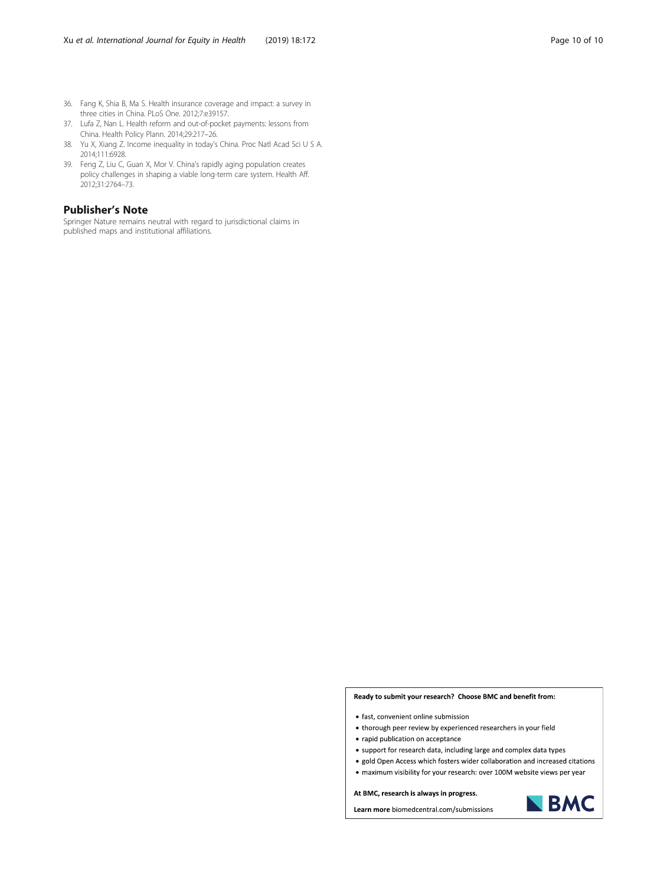36. Fang K, Shia B, Ma S. Health insurance coverage and impact: a survey in three cities in China. PLoS One. 2012;7:e39157.
37. Lufa Z, Nan L. Health reform and out-of-pocket payments: lessons from China. Health Policy Plann. 2014;29:217–26.
38. Yu X, Xiang Z. Income inequality in today's China. Proc Natl Acad Sci U S A. 2014;111:6928.
39. Feng Z, Liu C, Guan X, Mor V. China's rapidly aging population creates policy challenges in shaping a viable long-term care system. Health Aff. 2012;31:2764–73.

## Publisher's Note

Springer Nature remains neutral with regard to jurisdictional claims in published maps and institutional affiliations.

**Ready to submit your research? Choose BMC and benefit from:**

- fast, convenient online submission
- thorough peer review by experienced researchers in your field
- rapid publication on acceptance
- support for research data, including large and complex data types
- gold Open Access which fosters wider collaboration and increased citations
- maximum visibility for your research: over 100M website views per year

**At BMC, research is always in progress.**

**Learn more** biomedcentral.com/submissions

BMC